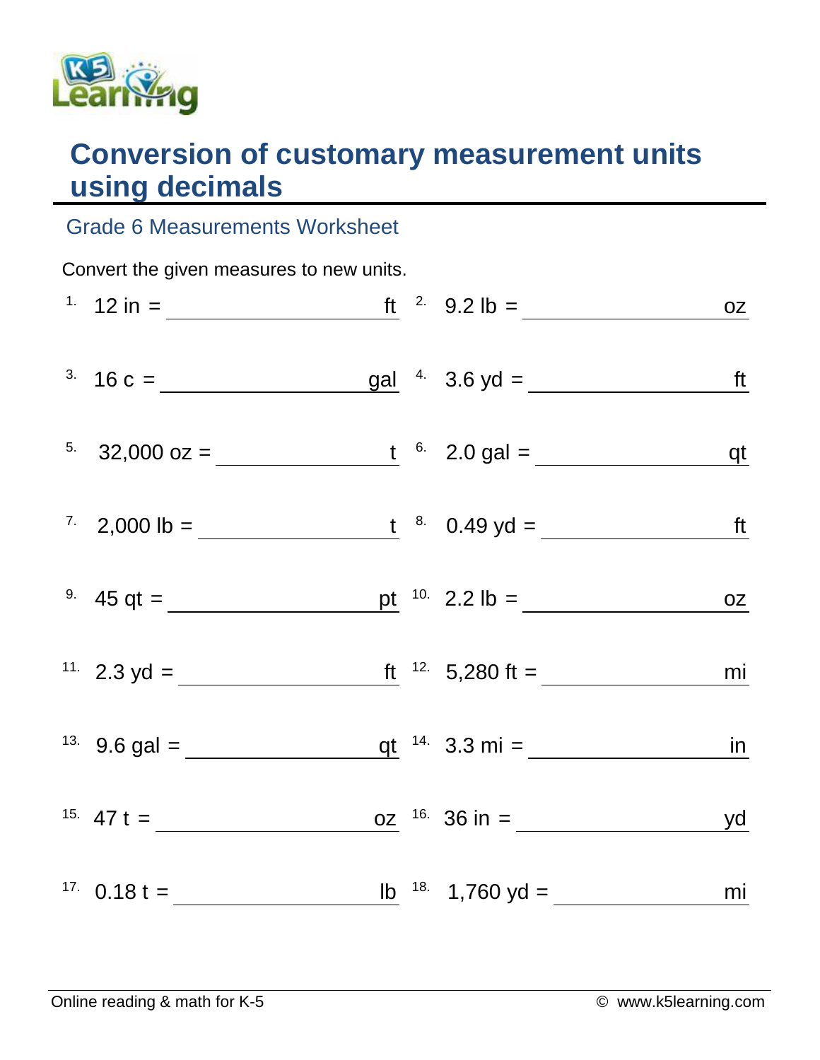# Conversion of customary measurement units using decimals

## Grade 6 Measurements Worksheet

Convert the given measures to new units.

1. 12 in = ________________ ft
2. 9.2 lb = ________________ oz
3. 16 c = ________________ gal
4. 3.6 yd = ________________ ft
5. 32,000 oz = ________________ t
6. 2.0 gal = ________________ qt
7. 2,000 lb = ________________ t
8. 0.49 yd = ________________ ft
9. 45 qt = ________________ pt
10. 2.2 lb = ________________ oz
11. 2.3 yd = ________________ ft
12. 5,280 ft = ________________ mi
13. 9.6 gal = ________________ qt
14. 3.3 mi = ________________ in
15. 47 t = ________________ oz
16. 36 in = ________________ yd
17. 0.18 t = ________________ lb
18. 1,760 yd = ________________ mi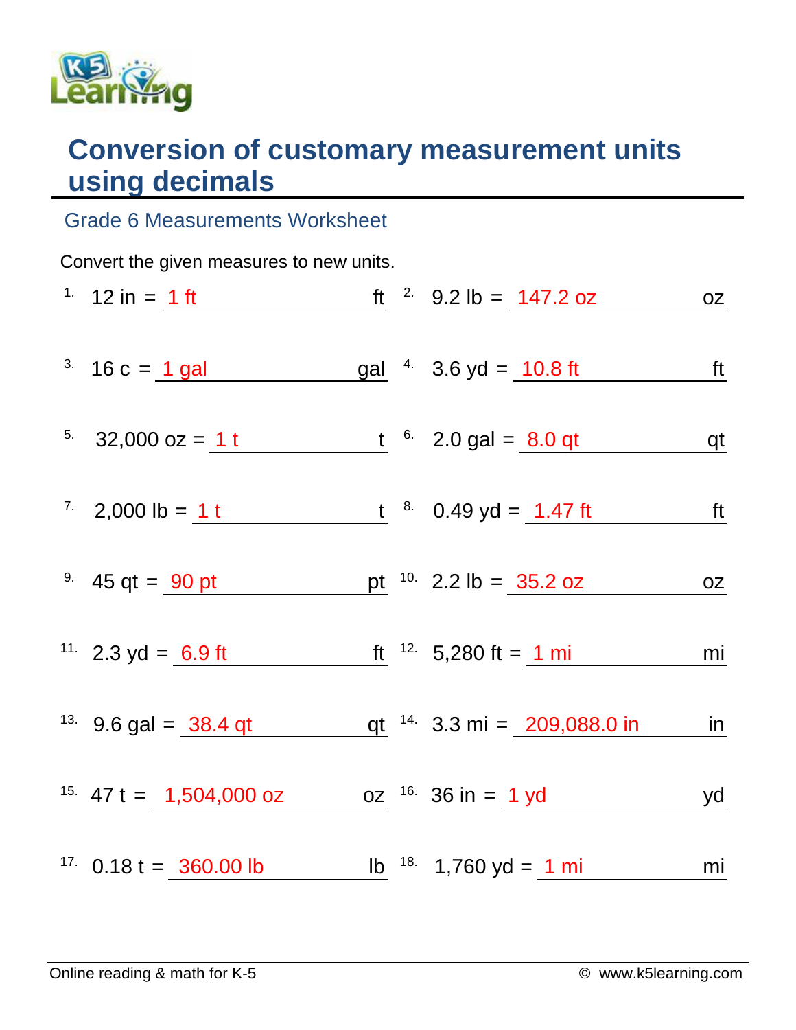# Conversion of customary measurement units using decimals

## Grade 6 Measurements Worksheet

Convert the given measures to new units.

1. 12 in = 1 ft ft
2. 9.2 lb = 147.2 oz oz
3. 16 c = 1 gal gal
4. 3.6 yd = 10.8 ft ft
5. 32,000 oz = 1 t t
6. 2.0 gal = 8.0 qt qt
7. 2,000 lb = 1 t t
8. 0.49 yd = 1.47 ft ft
9. 45 qt = 90 pt pt
10. 2.2 lb = 35.2 oz oz
11. 2.3 yd = 6.9 ft ft
12. 5,280 ft = 1 mi mi
13. 9.6 gal = 38.4 qt qt
14. 3.3 mi = 209,088.0 in in
15. 47 t = 1,504,000 oz oz
16. 36 in = 1 yd yd
17. 0.18 t = 360.00 lb lb
18. 1,760 yd = 1 mi mi